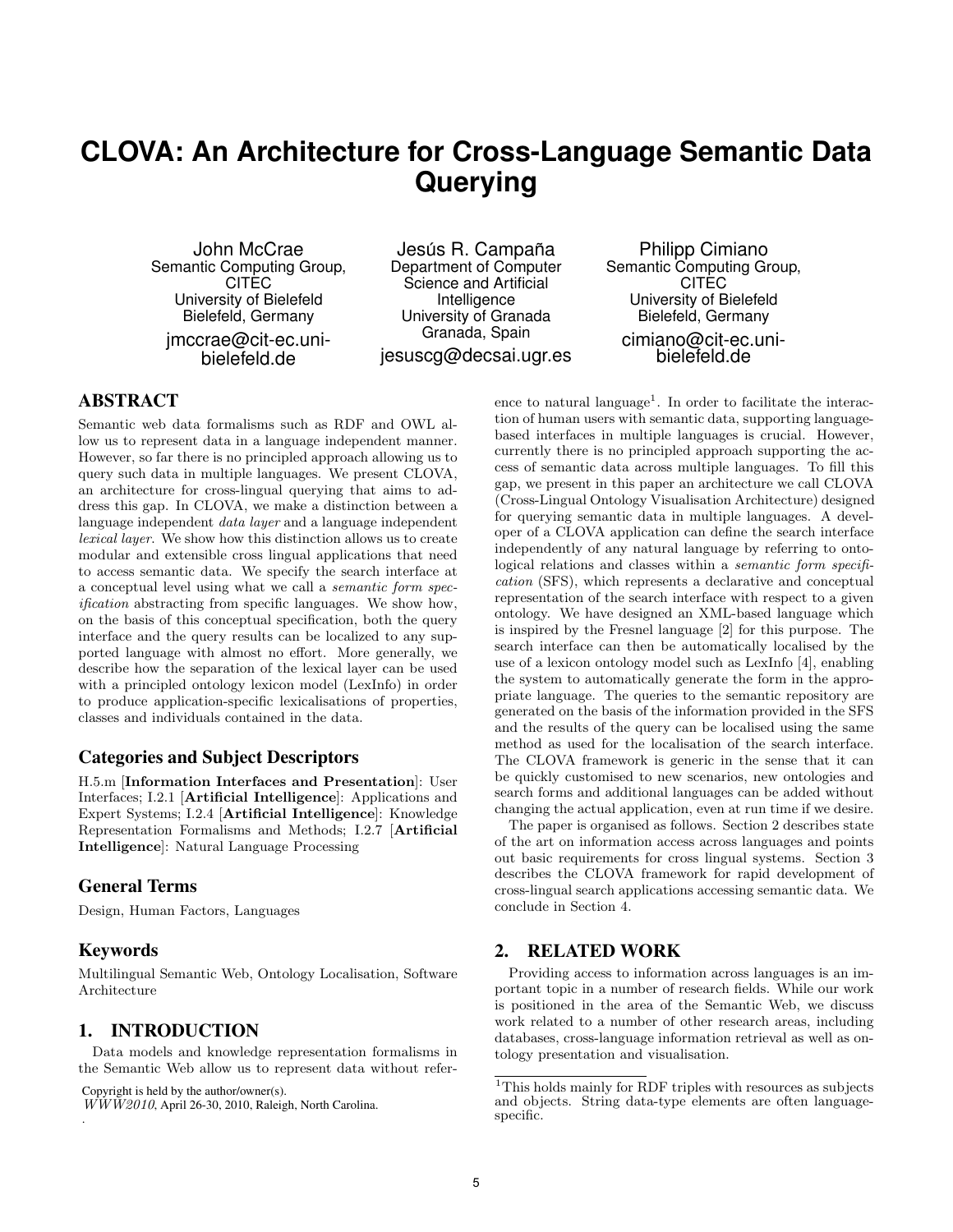# CLOVA: An Architecture for Cross-Language Semantic Data Querying

John McCrae
Semantic Computing Group, CITEC
University of Bielefeld
Bielefeld, Germany
jmccrae@cit-ec.uni-bielefeld.de

Jesús R. Campaña
Department of Computer Science and Artificial Intelligence
University of Granada
Granada, Spain
jesuscg@decsai.ugr.es

Philipp Cimiano
Semantic Computing Group, CITEC
University of Bielefeld
Bielefeld, Germany
cimiano@cit-ec.uni-bielefeld.de

## ABSTRACT

Semantic web data formalisms such as RDF and OWL allow us to represent data in a language independent manner. However, so far there is no principled approach allowing us to query such data in multiple languages. We present CLOVA, an architecture for cross-lingual querying that aims to address this gap. In CLOVA, we make a distinction between a language independent *data layer* and a language independent *lexical layer*. We show how this distinction allows us to create modular and extensible cross lingual applications that need to access semantic data. We specify the search interface at a conceptual level using what we call a *semantic form specification* abstracting from specific languages. We show how, on the basis of this conceptual specification, both the query interface and the query results can be localized to any supported language with almost no effort. More generally, we describe how the separation of the lexical layer can be used with a principled ontology lexicon model (LexInfo) in order to produce application-specific lexicalisations of properties, classes and individuals contained in the data.

### Categories and Subject Descriptors

H.5.m [**Information Interfaces and Presentation**]: User Interfaces; I.2.1 [**Artificial Intelligence**]: Applications and Expert Systems; I.2.4 [**Artificial Intelligence**]: Knowledge Representation Formalisms and Methods; I.2.7 [**Artificial Intelligence**]: Natural Language Processing

### General Terms

Design, Human Factors, Languages

### Keywords

Multilingual Semantic Web, Ontology Localisation, Software Architecture

## 1. INTRODUCTION

Data models and knowledge representation formalisms in the Semantic Web allow us to represent data without reference to natural language[1]. In order to facilitate the interaction of human users with semantic data, supporting language-based interfaces in multiple languages is crucial. However, currently there is no principled approach supporting the access of semantic data across multiple languages. To fill this gap, we present in this paper an architecture we call CLOVA (Cross-Lingual Ontology Visualisation Architecture) designed for querying semantic data in multiple languages. A developer of a CLOVA application can define the search interface independently of any natural language by referring to ontological relations and classes within a *semantic form specification* (SFS), which represents a declarative and conceptual representation of the search interface with respect to a given ontology. We have designed an XML-based language which is inspired by the Fresnel language [2] for this purpose. The search interface can then be automatically localised by the use of a lexicon ontology model such as LexInfo [4], enabling the system to automatically generate the form in the appropriate language. The queries to the semantic repository are generated on the basis of the information provided in the SFS and the results of the query can be localised using the same method as used for the localisation of the search interface. The CLOVA framework is generic in the sense that it can be quickly customised to new scenarios, new ontologies and search forms and additional languages can be added without changing the actual application, even at run time if we desire.

The paper is organised as follows. Section 2 describes state of the art on information access across languages and points out basic requirements for cross lingual systems. Section 3 describes the CLOVA framework for rapid development of cross-lingual search applications accessing semantic data. We conclude in Section 4.

## 2. RELATED WORK

Providing access to information across languages is an important topic in a number of research fields. While our work is positioned in the area of the Semantic Web, we discuss work related to a number of other research areas, including databases, cross-language information retrieval as well as ontology presentation and visualisation.

Copyright is held by the author/owner(s).
*WWW2010*, April 26-30, 2010, Raleigh, North Carolina.

[1] This holds mainly for RDF triples with resources as subjects and objects. String data-type elements are often language-specific.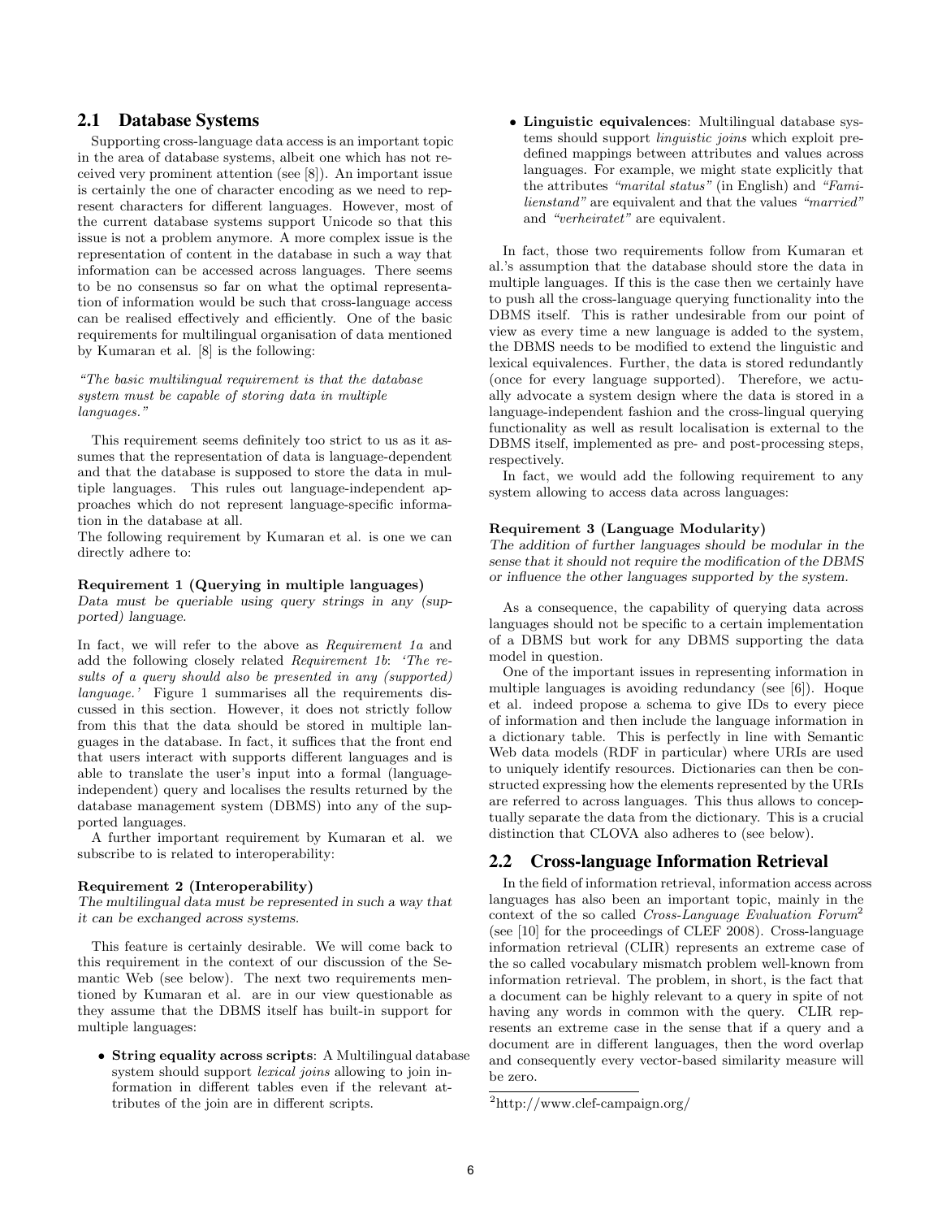## 2.1 Database Systems

Supporting cross-language data access is an important topic in the area of database systems, albeit one which has not received very prominent attention (see [8]). An important issue is certainly the one of character encoding as we need to represent characters for different languages. However, most of the current database systems support Unicode so that this issue is not a problem anymore. A more complex issue is the representation of content in the database in such a way that information can be accessed across languages. There seems to be no consensus so far on what the optimal representation of information would be such that cross-language access can be realised effectively and efficiently. One of the basic requirements for multilingual organisation of data mentioned by Kumaran et al. [8] is the following:

*"The basic multilingual requirement is that the database system must be capable of storing data in multiple languages."*

This requirement seems definitely too strict to us as it assumes that the representation of data is language-dependent and that the database is supposed to store the data in multiple languages. This rules out language-independent approaches which do not represent language-specific information in the database at all.

The following requirement by Kumaran et al. is one we can directly adhere to:

**Requirement 1 (Querying in multiple languages)**
*Data must be queriable using query strings in any (supported) language.*

In fact, we will refer to the above as *Requirement 1a* and add the following closely related *Requirement 1b*: *'The results of a query should also be presented in any (supported) language.'* Figure 1 summarises all the requirements discussed in this section. However, it does not strictly follow from this that the data should be stored in multiple languages in the database. In fact, it suffices that the front end that users interact with supports different languages and is able to translate the user's input into a formal (language-independent) query and localises the results returned by the database management system (DBMS) into any of the supported languages.

A further important requirement by Kumaran et al. we subscribe to is related to interoperability:

**Requirement 2 (Interoperability)**
*The multilingual data must be represented in such a way that it can be exchanged across systems.*

This feature is certainly desirable. We will come back to this requirement in the context of our discussion of the Semantic Web (see below). The next two requirements mentioned by Kumaran et al. are in our view questionable as they assume that the DBMS itself has built-in support for multiple languages:

- **String equality across scripts**: A Multilingual database system should support *lexical joins* allowing to join information in different tables even if the relevant attributes of the join are in different scripts.
- **Linguistic equivalences**: Multilingual database systems should support *linguistic joins* which exploit predefined mappings between attributes and values across languages. For example, we might state explicitly that the attributes *"marital status"* (in English) and *"Familienstand"* are equivalent and that the values *"married"* and *"verheiratet"* are equivalent.

In fact, those two requirements follow from Kumaran et al.'s assumption that the database should store the data in multiple languages. If this is the case then we certainly have to push all the cross-language querying functionality into the DBMS itself. This is rather undesirable from our point of view as every time a new language is added to the system, the DBMS needs to be modified to extend the linguistic and lexical equivalences. Further, the data is stored redundantly (once for every language supported). Therefore, we actually advocate a system design where the data is stored in a language-independent fashion and the cross-lingual querying functionality as well as result localisation is external to the DBMS itself, implemented as pre- and post-processing steps, respectively.

In fact, we would add the following requirement to any system allowing to access data across languages:

**Requirement 3 (Language Modularity)**
*The addition of further languages should be modular in the sense that it should not require the modification of the DBMS or influence the other languages supported by the system.*

As a consequence, the capability of querying data across languages should not be specific to a certain implementation of a DBMS but work for any DBMS supporting the data model in question.

One of the important issues in representing information in multiple languages is avoiding redundancy (see [6]). Hoque et al. indeed propose a schema to give IDs to every piece of information and then include the language information in a dictionary table. This is perfectly in line with Semantic Web data models (RDF in particular) where URIs are used to uniquely identify resources. Dictionaries can then be constructed expressing how the elements represented by the URIs are referred to across languages. This thus allows to conceptually separate the data from the dictionary. This is a crucial distinction that CLOVA also adheres to (see below).

## 2.2 Cross-language Information Retrieval

In the field of information retrieval, information access across languages has also been an important topic, mainly in the context of the so called *Cross-Language Evaluation Forum*[2] (see [10] for the proceedings of CLEF 2008). Cross-language information retrieval (CLIR) represents an extreme case of the so called vocabulary mismatch problem well-known from information retrieval. The problem, in short, is the fact that a document can be highly relevant to a query in spite of not having any words in common with the query. CLIR represents an extreme case in the sense that if a query and a document are in different languages, then the word overlap and consequently every vector-based similarity measure will be zero.

[2] http://www.clef-campaign.org/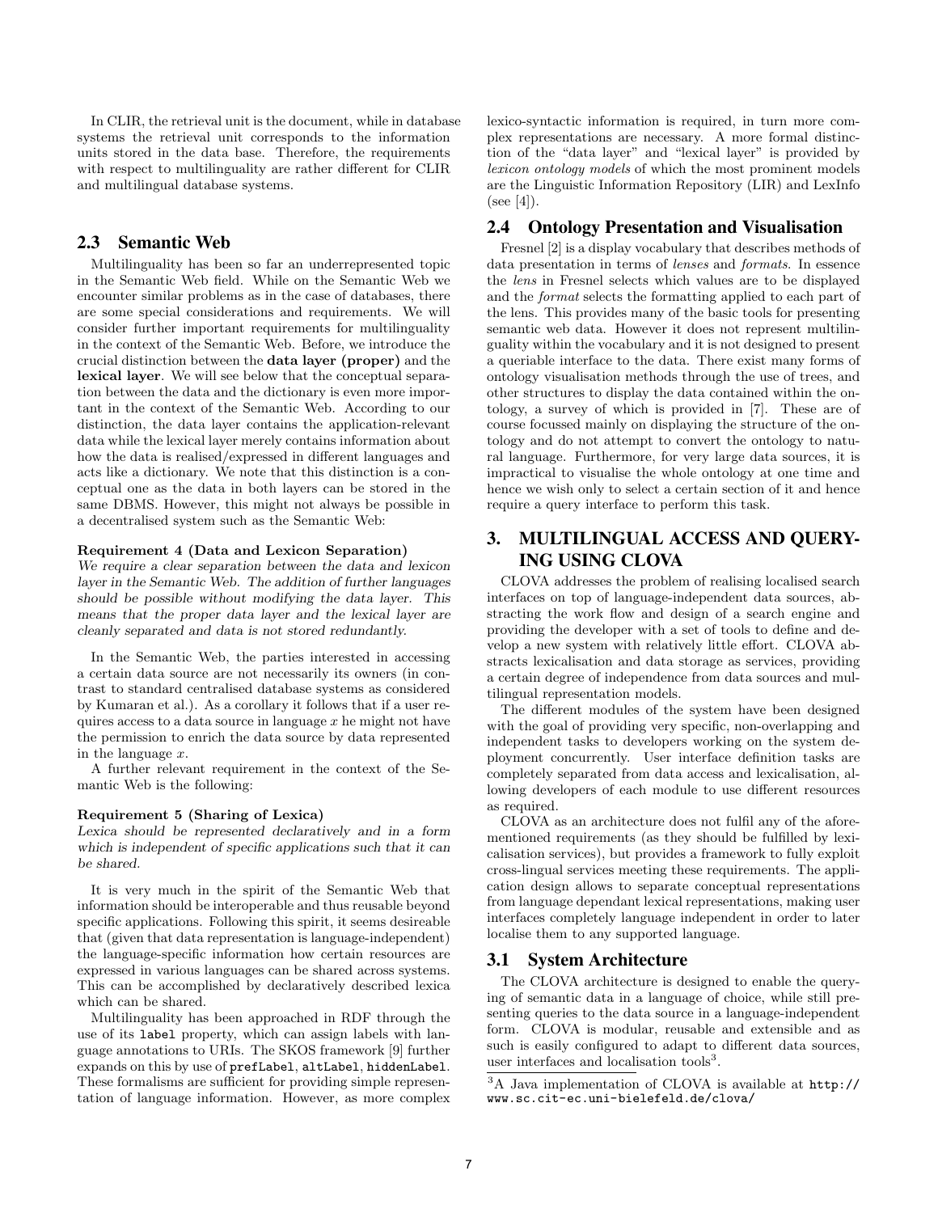In CLIR, the retrieval unit is the document, while in database systems the retrieval unit corresponds to the information units stored in the data base. Therefore, the requirements with respect to multilinguality are rather different for CLIR and multilingual database systems.

## 2.3 Semantic Web

Multilinguality has been so far an underrepresented topic in the Semantic Web field. While on the Semantic Web we encounter similar problems as in the case of databases, there are some special considerations and requirements. We will consider further important requirements for multilinguality in the context of the Semantic Web. Before, we introduce the crucial distinction between the **data layer (proper)** and the **lexical layer**. We will see below that the conceptual separation between the data and the dictionary is even more important in the context of the Semantic Web. According to our distinction, the data layer contains the application-relevant data while the lexical layer merely contains information about how the data is realised/expressed in different languages and acts like a dictionary. We note that this distinction is a conceptual one as the data in both layers can be stored in the same DBMS. However, this might not always be possible in a decentralised system such as the Semantic Web:

**Requirement 4 (Data and Lexicon Separation)**
*We require a clear separation between the data and lexicon layer in the Semantic Web. The addition of further languages should be possible without modifying the data layer. This means that the proper data layer and the lexical layer are cleanly separated and data is not stored redundantly.*

In the Semantic Web, the parties interested in accessing a certain data source are not necessarily its owners (in contrast to standard centralised database systems as considered by Kumaran et al.). As a corollary it follows that if a user requires access to a data source in language $x$ he might not have the permission to enrich the data source by data represented in the language $x$.

A further relevant requirement in the context of the Semantic Web is the following:

**Requirement 5 (Sharing of Lexica)**
*Lexica should be represented declaratively and in a form which is independent of specific applications such that it can be shared.*

It is very much in the spirit of the Semantic Web that information should be interoperable and thus reusable beyond specific applications. Following this spirit, it seems desireable that (given that data representation is language-independent) the language-specific information how certain resources are expressed in various languages can be shared across systems. This can be accomplished by declaratively described lexica which can be shared.

Multilinguality has been approached in RDF through the use of its `label` property, which can assign labels with language annotations to URIs. The SKOS framework [9] further expands on this by use of `prefLabel`, `altLabel`, `hiddenLabel`. These formalisms are sufficient for providing simple representation of language information. However, as more complex lexico-syntactic information is required, in turn more complex representations are necessary. A more formal distinction of the "data layer" and "lexical layer" is provided by *lexicon ontology models* of which the most prominent models are the Linguistic Information Repository (LIR) and LexInfo (see [4]).

## 2.4 Ontology Presentation and Visualisation

Fresnel [2] is a display vocabulary that describes methods of data presentation in terms of *lenses* and *formats*. In essence the *lens* in Fresnel selects which values are to be displayed and the *format* selects the formatting applied to each part of the lens. This provides many of the basic tools for presenting semantic web data. However it does not represent multilinguality within the vocabulary and it is not designed to present a queriable interface to the data. There exist many forms of ontology visualisation methods through the use of trees, and other structures to display the data contained within the ontology, a survey of which is provided in [7]. These are of course focussed mainly on displaying the structure of the ontology and do not attempt to convert the ontology to natural language. Furthermore, for very large data sources, it is impractical to visualise the whole ontology at one time and hence we wish only to select a certain section of it and hence require a query interface to perform this task.

# 3. MULTILINGUAL ACCESS AND QUERYING USING CLOVA

CLOVA addresses the problem of realising localised search interfaces on top of language-independent data sources, abstracting the work flow and design of a search engine and providing the developer with a set of tools to define and develop a new system with relatively little effort. CLOVA abstracts lexicalisation and data storage as services, providing a certain degree of independence from data sources and multilingual representation models.

The different modules of the system have been designed with the goal of providing very specific, non-overlapping and independent tasks to developers working on the system deployment concurrently. User interface definition tasks are completely separated from data access and lexicalisation, allowing developers of each module to use different resources as required.

CLOVA as an architecture does not fulfil any of the aforementioned requirements (as they should be fulfilled by lexicalisation services), but provides a framework to fully exploit cross-lingual services meeting these requirements. The application design allows to separate conceptual representations from language dependant lexical representations, making user interfaces completely language independent in order to later localise them to any supported language.

## 3.1 System Architecture

The CLOVA architecture is designed to enable the querying of semantic data in a language of choice, while still presenting queries to the data source in a language-independent form. CLOVA is modular, reusable and extensible and as such is easily configured to adapt to different data sources, user interfaces and localisation tools[3].

[3]A Java implementation of CLOVA is available at http://www.sc.cit-ec.uni-bielefeld.de/clova/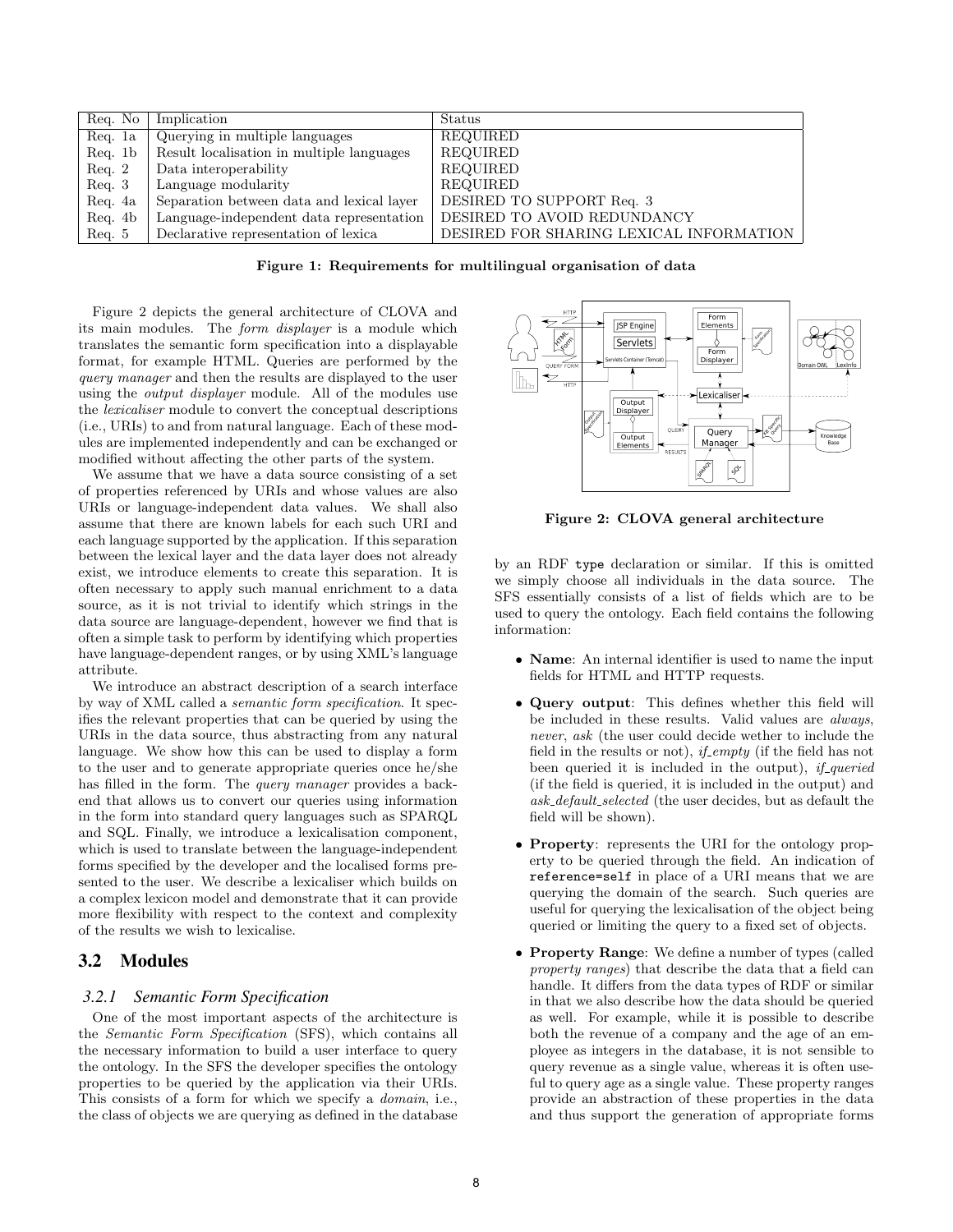| Req. No | Implication | Status |
|---|---|---|
| Req. 1a | Querying in multiple languages | REQUIRED |
| Req. 1b | Result localisation in multiple languages | REQUIRED |
| Req. 2 | Data interoperability | REQUIRED |
| Req. 3 | Language modularity | REQUIRED |
| Req. 4a | Separation between data and lexical layer | DESIRED TO SUPPORT Req. 3 |
| Req. 4b | Language-independent data representation | DESIRED TO AVOID REDUNDANCY |
| Req. 5 | Declarative representation of lexica | DESIRED FOR SHARING LEXICAL INFORMATION |

**Figure 1: Requirements for multilingual organisation of data**

Figure 2 depicts the general architecture of CLOVA and its main modules. The *form displayer* is a module which translates the semantic form specification into a displayable format, for example HTML. Queries are performed by the *query manager* and then the results are displayed to the user using the *output displayer* module. All of the modules use the *lexicaliser* module to convert the conceptual descriptions (i.e., URIs) to and from natural language. Each of these modules are implemented independently and can be exchanged or modified without affecting the other parts of the system.

We assume that we have a data source consisting of a set of properties referenced by URIs and whose values are also URIs or language-independent data values. We shall also assume that there are known labels for each such URI and each language supported by the application. If this separation between the lexical layer and the data layer does not already exist, we introduce elements to create this separation. It is often necessary to apply such manual enrichment to a data source, as it is not trivial to identify which strings in the data source are language-dependent, however we find that is often a simple task to perform by identifying which properties have language-dependent ranges, or by using XML's language attribute.

We introduce an abstract description of a search interface by way of XML called a *semantic form specification*. It specifies the relevant properties that can be queried by using the URIs in the data source, thus abstracting from any natural language. We show how this can be used to display a form to the user and to generate appropriate queries once he/she has filled in the form. The *query manager* provides a backend that allows us to convert our queries using information in the form into standard query languages such as SPARQL and SQL. Finally, we introduce a lexicalisation component, which is used to translate between the language-independent forms specified by the developer and the localised forms presented to the user. We describe a lexicaliser which builds on a complex lexicon model and demonstrate that it can provide more flexibility with respect to the context and complexity of the results we wish to lexicalise.

**Figure 2: CLOVA general architecture**

## 3.2 Modules

### 3.2.1 Semantic Form Specification

One of the most important aspects of the architecture is the *Semantic Form Specification* (SFS), which contains all the necessary information to build a user interface to query the ontology. In the SFS the developer specifies the ontology properties to be queried by the application via their URIs. This consists of a form for which we specify a *domain*, i.e., the class of objects we are querying as defined in the database by an RDF `type` declaration or similar. If this is omitted we simply choose all individuals in the data source. The SFS essentially consists of a list of fields which are to be used to query the ontology. Each field contains the following information:

- **Name**: An internal identifier is used to name the input fields for HTML and HTTP requests.
- **Query output**: This defines whether this field will be included in these results. Valid values are *always*, *never*, *ask* (the user could decide wether to include the field in the results or not), *if_empty* (if the field has not been queried it is included in the output), *if_queried* (if the field is queried, it is included in the output) and *ask_default_selected* (the user decides, but as default the field will be shown).
- **Property**: represents the URI for the ontology property to be queried through the field. An indication of `reference=self` in place of a URI means that we are querying the domain of the search. Such queries are useful for querying the lexicalisation of the object being queried or limiting the query to a fixed set of objects.
- **Property Range**: We define a number of types (called *property ranges*) that describe the data that a field can handle. It differs from the data types of RDF or similar in that we also describe how the data should be queried as well. For example, while it is possible to describe both the revenue of a company and the age of an employee as integers in the database, it is not sensible to query revenue as a single value, whereas it is often useful to query age as a single value. These property ranges provide an abstraction of these properties in the data and thus support the generation of appropriate forms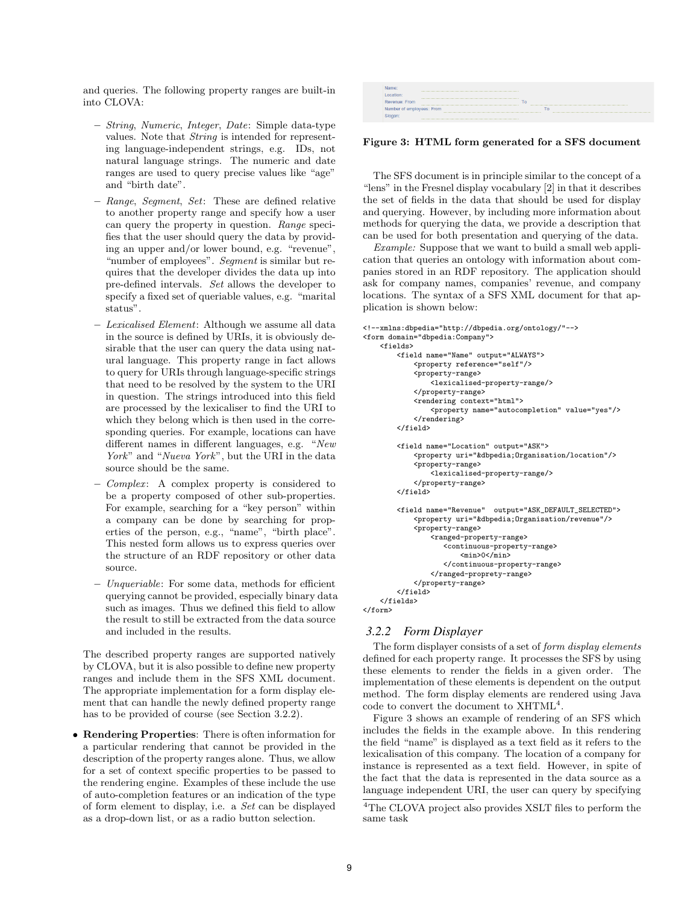and queries. The following property ranges are built-in into CLOVA:

- *String*, *Numeric*, *Integer*, *Date*: Simple data-type values. Note that *String* is intended for representing language-independent strings, e.g. IDs, not natural language strings. The numeric and date ranges are used to query precise values like "age" and "birth date".
- *Range*, *Segment*, *Set*: These are defined relative to another property range and specify how a user can query the property in question. *Range* specifies that the user should query the data by providing an upper and/or lower bound, e.g. "revenue", "number of employees". *Segment* is similar but requires that the developer divides the data up into pre-defined intervals. *Set* allows the developer to specify a fixed set of queriable values, e.g. "marital status".
- *Lexicalised Element*: Although we assume all data in the source is defined by URIs, it is obviously desirable that the user can query the data using natural language. This property range in fact allows to query for URIs through language-specific strings that need to be resolved by the system to the URI in question. The strings introduced into this field are processed by the lexicaliser to find the URI to which they belong which is then used in the corresponding queries. For example, locations can have different names in different languages, e.g. "*New York*" and "*Nueva York*", but the URI in the data source should be the same.
- *Complex*: A complex property is considered to be a property composed of other sub-properties. For example, searching for a "key person" within a company can be done by searching for properties of the person, e.g., "name", "birth place". This nested form allows us to express queries over the structure of an RDF repository or other data source.
- *Unqueriable*: For some data, methods for efficient querying cannot be provided, especially binary data such as images. Thus we defined this field to allow the result to still be extracted from the data source and included in the results.

The described property ranges are supported natively by CLOVA, but it is also possible to define new property ranges and include them in the SFS XML document. The appropriate implementation for a form display element that can handle the newly defined property range has to be provided of course (see Section 3.2.2).

- **Rendering Properties**: There is often information for a particular rendering that cannot be provided in the description of the property ranges alone. Thus, we allow for a set of context specific properties to be passed to the rendering engine. Examples of these include the use of auto-completion features or an indication of the type of form element to display, i.e. a *Set* can be displayed as a drop-down list, or as a radio button selection.

| Name: | |
|---|---|
| Location: | |
| Revenue: From | To |
| Number of employees: From | To |
| Slogan: | |

**Figure 3: HTML form generated for a SFS document**

The SFS document is in principle similar to the concept of a "lens" in the Fresnel display vocabulary [2] in that it describes the set of fields in the data that should be used for display and querying. However, by including more information about methods for querying the data, we provide a description that can be used for both presentation and querying of the data.

*Example:* Suppose that we want to build a small web application that queries an ontology with information about companies stored in an RDF repository. The application should ask for company names, companies' revenue, and company locations. The syntax of a SFS XML document for that application is shown below:

```
<!--xmlns:dbpedia="http://dbpedia.org/ontology/"-->
<form domain="dbpedia:Company">
    <fields>
        <field name="Name" output="ALWAYS">
            <property reference="self"/>
            <property-range>
                <lexicalised-property-range/>
            </property-range>
            <rendering context="html">
                <property name="autocompletion" value="yes"/>
            </rendering>
        </field>

        <field name="Location" output="ASK">
            <property uri="&dbpedia;Organisation/location"/>
            <property-range>
                <lexicalised-property-range/>
            </property-range>
        </field>

        <field name="Revenue"  output="ASK_DEFAULT_SELECTED">
            <property uri="&dbpedia;Organisation/revenue"/>
            <property-range>
                <ranged-property-range>
                   <continuous-property-range>
                       <min>0</min>
                   </continuous-property-range>
                </ranged-proprety-range>
            </property-range>
        </field>
    </fields>
</form>
```

### 3.2.2 Form Displayer

The form displayer consists of a set of *form display elements* defined for each property range. It processes the SFS by using these elements to render the fields in a given order. The implementation of these elements is dependent on the output method. The form display elements are rendered using Java code to convert the document to XHTML[4].

Figure 3 shows an example of rendering of an SFS which includes the fields in the example above. In this rendering the field "name" is displayed as a text field as it refers to the lexicalisation of this company. The location of a company for instance is represented as a text field. However, in spite of the fact that the data is represented in the data source as a language independent URI, the user can query by specifying

[4]The CLOVA project also provides XSLT files to perform the same task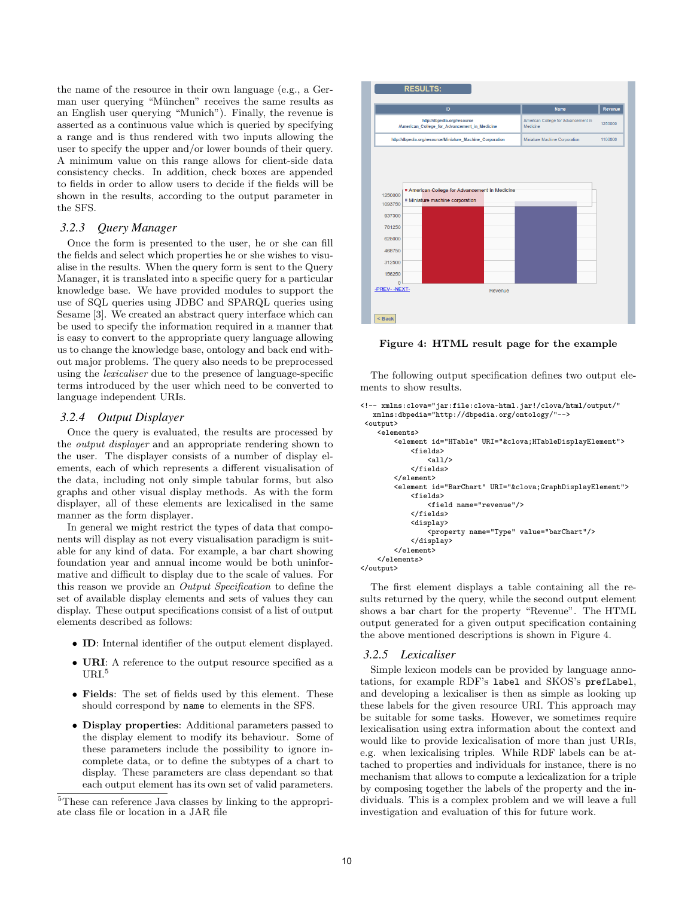the name of the resource in their own language (e.g., a German user querying "München" receives the same results as an English user querying "Munich"). Finally, the revenue is asserted as a continuous value which is queried by specifying a range and is thus rendered with two inputs allowing the user to specify the upper and/or lower bounds of their query. A minimum value on this range allows for client-side data consistency checks. In addition, check boxes are appended to fields in order to allow users to decide if the fields will be shown in the results, according to the output parameter in the SFS.

### 3.2.3 Query Manager

Once the form is presented to the user, he or she can fill the fields and select which properties he or she wishes to visualise in the results. When the query form is sent to the Query Manager, it is translated into a specific query for a particular knowledge base. We have provided modules to support the use of SQL queries using JDBC and SPARQL queries using Sesame [3]. We created an abstract query interface which can be used to specify the information required in a manner that is easy to convert to the appropriate query language allowing us to change the knowledge base, ontology and back end without major problems. The query also needs to be preprocessed using the *lexicaliser* due to the presence of language-specific terms introduced by the user which need to be converted to language independent URIs.

### 3.2.4 Output Displayer

Once the query is evaluated, the results are processed by the *output displayer* and an appropriate rendering shown to the user. The displayer consists of a number of display elements, each of which represents a different visualisation of the data, including not only simple tabular forms, but also graphs and other visual display methods. As with the form displayer, all of these elements are lexicalised in the same manner as the form displayer.

In general we might restrict the types of data that components will display as not every visualisation paradigm is suitable for any kind of data. For example, a bar chart showing foundation year and annual income would be both uninformative and difficult to display due to the scale of values. For this reason we provide an *Output Specification* to define the set of available display elements and sets of values they can display. These output specifications consist of a list of output elements described as follows:

- **ID**: Internal identifier of the output element displayed.
- **URI**: A reference to the output resource specified as a URI.[5]
- **Fields**: The set of fields used by this element. These should correspond by `name` to elements in the SFS.
- **Display properties**: Additional parameters passed to the display element to modify its behaviour. Some of these parameters include the possibility to ignore incomplete data, or to define the subtypes of a chart to display. These parameters are class dependant so that each output element has its own set of valid parameters.

[5]These can reference Java classes by linking to the appropriate class file or location in a JAR file

RESULTS:

| ID | Name | Revenue |
|---|---|---|
| http://dbpedia.org/resource/American_College_for_Advancement_in_Medicine | American College for Advancement in Medicine | 1250000 |
| http://dbpedia.org/resource/Miniature_Machine_Corporation | Miniature Machine Corporation | 1100000 |

Figure 4: HTML result page for the example

The following output specification defines two output elements to show results.

```
<!-- xmlns:clova="jar:file:clova-html.jar!/clova/html/output/"
   xmlns:dbpedia="http://dbpedia.org/ontology/"-->
 <output>
    <elements>
        <element id="HTable" URI="&clova;HTableDisplayElement">
            <fields>
                <all/>
            </fields>
        </element>
        <element id="BarChart" URI="&clova;GraphDisplayElement">
            <fields>
                <field name="revenue"/>
            </fields>
            <display>
                <property name="Type" value="barChart"/>
            </display>
        </element>
    </elements>
</output>
```

The first element displays a table containing all the results returned by the query, while the second output element shows a bar chart for the property "Revenue". The HTML output generated for a given output specification containing the above mentioned descriptions is shown in Figure 4.

### 3.2.5 Lexicaliser

Simple lexicon models can be provided by language annotations, for example RDF's `label` and SKOS's `prefLabel`, and developing a lexicaliser is then as simple as looking up these labels for the given resource URI. This approach may be suitable for some tasks. However, we sometimes require lexicalisation using extra information about the context and would like to provide lexicalisation of more than just URIs, e.g. when lexicalising triples. While RDF labels can be attached to properties and individuals for instance, there is no mechanism that allows to compute a lexicalization for a triple by composing together the labels of the property and the individuals. This is a complex problem and we will leave a full investigation and evaluation of this for future work.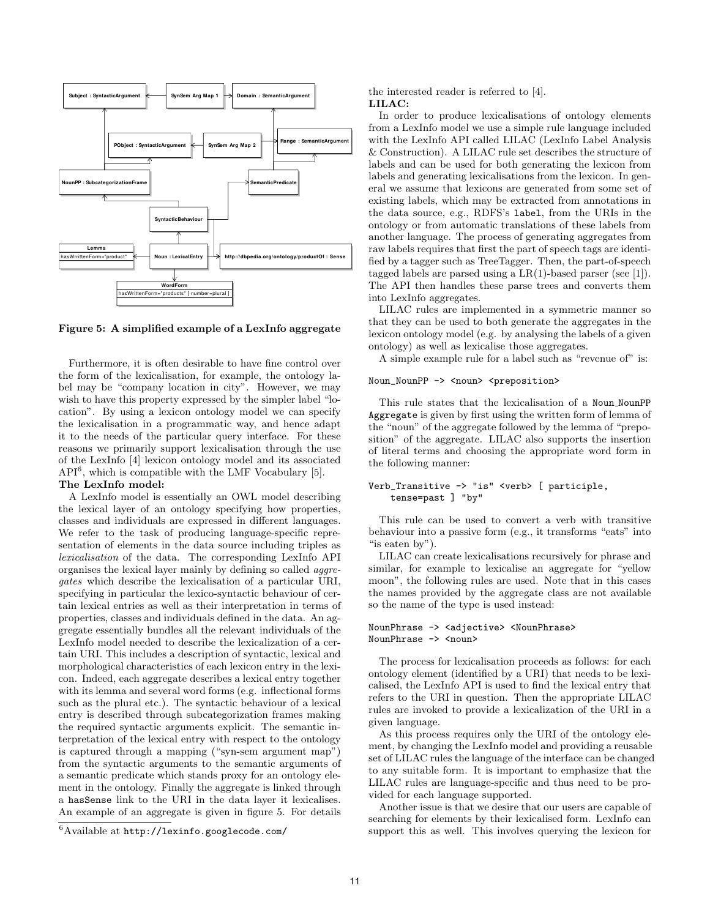Figure 5: A simplified example of a LexInfo aggregate

Furthermore, it is often desirable to have fine control over the form of the lexicalisation, for example, the ontology label may be "company location in city". However, we may wish to have this property expressed by the simpler label "location". By using a lexicon ontology model we can specify the lexicalisation in a programmatic way, and hence adapt it to the needs of the particular query interface. For these reasons we primarily support lexicalisation through the use of the LexInfo [4] lexicon ontology model and its associated API[6], which is compatible with the LMF Vocabulary [5].

**The LexInfo model:**

A LexInfo model is essentially an OWL model describing the lexical layer of an ontology specifying how properties, classes and individuals are expressed in different languages. We refer to the task of producing language-specific representation of elements in the data source including triples as *lexicalisation* of the data. The corresponding LexInfo API organises the lexical layer mainly by defining so called *aggregates* which describe the lexicalisation of a particular URI, specifying in particular the lexico-syntactic behaviour of certain lexical entries as well as their interpretation in terms of properties, classes and individuals defined in the data. An aggregate essentially bundles all the relevant individuals of the LexInfo model needed to describe the lexicalization of a certain URI. This includes a description of syntactic, lexical and morphological characteristics of each lexicon entry in the lexicon. Indeed, each aggregate describes a lexical entry together with its lemma and several word forms (e.g. inflectional forms such as the plural etc.). The syntactic behaviour of a lexical entry is described through subcategorization frames making the required syntactic arguments explicit. The semantic interpretation of the lexical entry with respect to the ontology is captured through a mapping ("syn-sem argument map") from the syntactic arguments to the semantic arguments of a semantic predicate which stands proxy for an ontology element in the ontology. Finally the aggregate is linked through a `hasSense` link to the URI in the data layer it lexicalises. An example of an aggregate is given in figure 5. For details the interested reader is referred to [4].

[6]Available at `http://lexinfo.googlecode.com/`

**LILAC:**

In order to produce lexicalisations of ontology elements from a LexInfo model we use a simple rule language included with the LexInfo API called LILAC (LexInfo Label Analysis & Construction). A LILAC rule set describes the structure of labels and can be used for both generating the lexicon from labels and generating lexicalisations from the lexicon. In general we assume that lexicons are generated from some set of existing labels, which may be extracted from annotations in the data source, e.g., RDFS's `label`, from the URIs in the ontology or from automatic translations of these labels from another language. The process of generating aggregates from raw labels requires that first the part of speech tags are identified by a tagger such as TreeTagger. Then, the part-of-speech tagged labels are parsed using a LR(1)-based parser (see [1]). The API then handles these parse trees and converts them into LexInfo aggregates.

LILAC rules are implemented in a symmetric manner so that they can be used to both generate the aggregates in the lexicon ontology model (e.g. by analysing the labels of a given ontology) as well as lexicalise those aggregates.

A simple example rule for a label such as "revenue of" is:

```
Noun_NounPP -> <noun> <preposition>
```

This rule states that the lexicalisation of a `Noun_NounPP Aggregate` is given by first using the written form of lemma of the "noun" of the aggregate followed by the lemma of "preposition" of the aggregate. LILAC also supports the insertion of literal terms and choosing the appropriate word form in the following manner:

```
Verb_Transitive -> "is" <verb> [ participle,
    tense=past ] "by"
```

This rule can be used to convert a verb with transitive behaviour into a passive form (e.g., it transforms "eats" into "is eaten by").

LILAC can create lexicalisations recursively for phrase and similar, for example to lexicalise an aggregate for "yellow moon", the following rules are used. Note that in this cases the names provided by the aggregate class are not available so the name of the type is used instead:

```
NounPhrase -> <adjective> <NounPhrase>
NounPhrase -> <noun>
```

The process for lexicalisation proceeds as follows: for each ontology element (identified by a URI) that needs to be lexicalised, the LexInfo API is used to find the lexical entry that refers to the URI in question. Then the appropriate LILAC rules are invoked to provide a lexicalization of the URI in a given language.

As this process requires only the URI of the ontology element, by changing the LexInfo model and providing a reusable set of LILAC rules the language of the interface can be changed to any suitable form. It is important to emphasize that the LILAC rules are language-specific and thus need to be provided for each language supported.

Another issue is that we desire that our users are capable of searching for elements by their lexicalised form. LexInfo can support this as well. This involves querying the lexicon for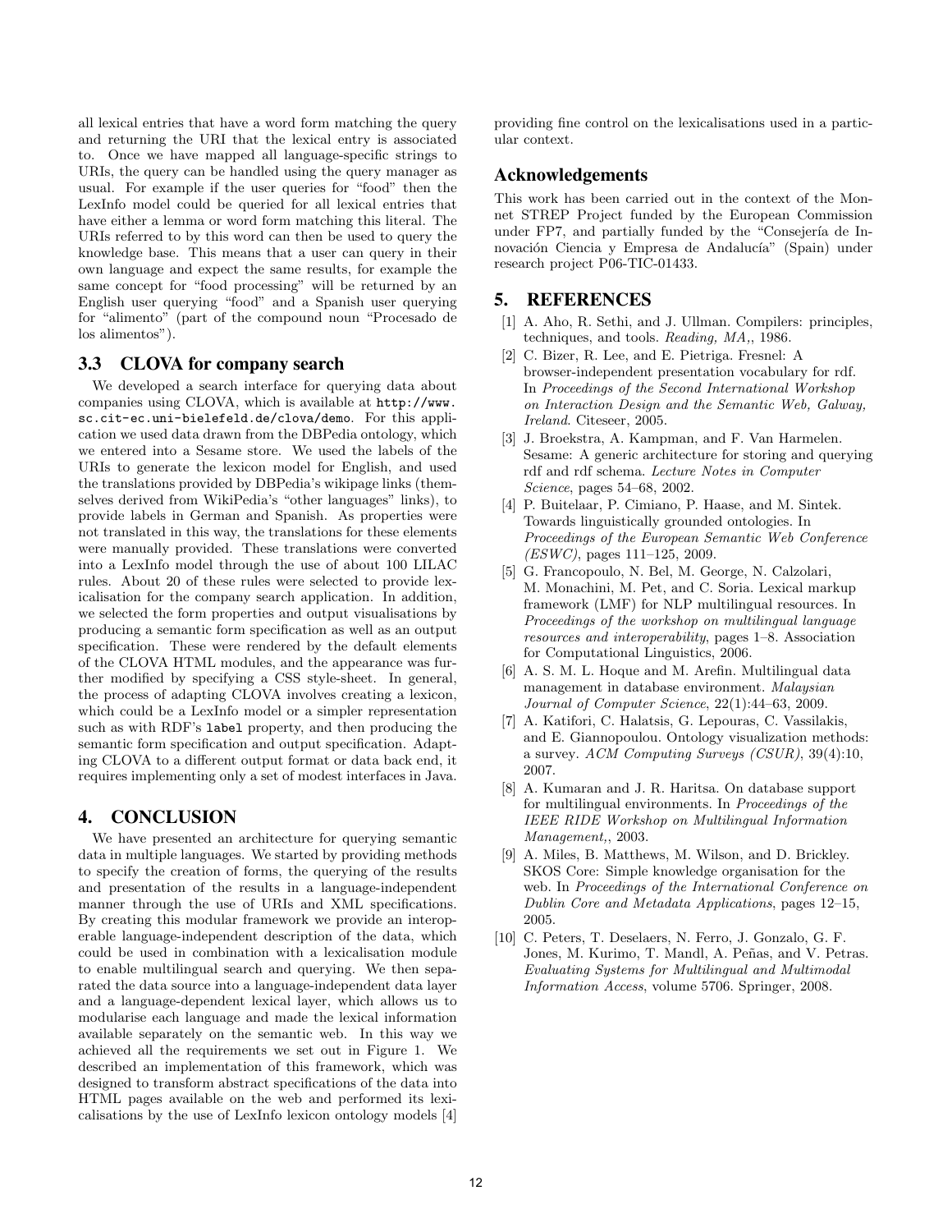all lexical entries that have a word form matching the query and returning the URI that the lexical entry is associated to. Once we have mapped all language-specific strings to URIs, the query can be handled using the query manager as usual. For example if the user queries for "food" then the LexInfo model could be queried for all lexical entries that have either a lemma or word form matching this literal. The URIs referred to by this word can then be used to query the knowledge base. This means that a user can query in their own language and expect the same results, for example the same concept for "food processing" will be returned by an English user querying "food" and a Spanish user querying for "alimento" (part of the compound noun "Procesado de los alimentos").

### 3.3 CLOVA for company search

We developed a search interface for querying data about companies using CLOVA, which is available at `http://www.sc.cit-ec.uni-bielefeld.de/clova/demo`. For this application we used data drawn from the DBPedia ontology, which we entered into a Sesame store. We used the labels of the URIs to generate the lexicon model for English, and used the translations provided by DBPedia's wikipage links (themselves derived from WikiPedia's "other languages" links), to provide labels in German and Spanish. As properties were not translated in this way, the translations for these elements were manually provided. These translations were converted into a LexInfo model through the use of about 100 LILAC rules. About 20 of these rules were selected to provide lexicalisation for the company search application. In addition, we selected the form properties and output visualisations by producing a semantic form specification as well as an output specification. These were rendered by the default elements of the CLOVA HTML modules, and the appearance was further modified by specifying a CSS style-sheet. In general, the process of adapting CLOVA involves creating a lexicon, which could be a LexInfo model or a simpler representation such as with RDF's `label` property, and then producing the semantic form specification and output specification. Adapting CLOVA to a different output format or data back end, it requires implementing only a set of modest interfaces in Java.

## 4. CONCLUSION

We have presented an architecture for querying semantic data in multiple languages. We started by providing methods to specify the creation of forms, the querying of the results and presentation of the results in a language-independent manner through the use of URIs and XML specifications. By creating this modular framework we provide an interoperable language-independent description of the data, which could be used in combination with a lexicalisation module to enable multilingual search and querying. We then separated the data source into a language-independent data layer and a language-dependent lexical layer, which allows us to modularise each language and made the lexical information available separately on the semantic web. In this way we achieved all the requirements we set out in Figure 1. We described an implementation of this framework, which was designed to transform abstract specifications of the data into HTML pages available on the web and performed its lexicalisations by the use of LexInfo lexicon ontology models [4] providing fine control on the lexicalisations used in a particular context.

## Acknowledgements

This work has been carried out in the context of the Monnet STREP Project funded by the European Commission under FP7, and partially funded by the "Consejería de Innovación Ciencia y Empresa de Andalucía" (Spain) under research project P06-TIC-01433.

## 5. REFERENCES

[1] A. Aho, R. Sethi, and J. Ullman. Compilers: principles, techniques, and tools. *Reading, MA,*, 1986.

[2] C. Bizer, R. Lee, and E. Pietriga. Fresnel: A browser-independent presentation vocabulary for rdf. In *Proceedings of the Second International Workshop on Interaction Design and the Semantic Web, Galway, Ireland*. Citeseer, 2005.

[3] J. Broekstra, A. Kampman, and F. Van Harmelen. Sesame: A generic architecture for storing and querying rdf and rdf schema. *Lecture Notes in Computer Science*, pages 54–68, 2002.

[4] P. Buitelaar, P. Cimiano, P. Haase, and M. Sintek. Towards linguistically grounded ontologies. In *Proceedings of the European Semantic Web Conference (ESWC)*, pages 111–125, 2009.

[5] G. Francopoulo, N. Bel, M. George, N. Calzolari, M. Monachini, M. Pet, and C. Soria. Lexical markup framework (LMF) for NLP multilingual resources. In *Proceedings of the workshop on multilingual language resources and interoperability*, pages 1–8. Association for Computational Linguistics, 2006.

[6] A. S. M. L. Hoque and M. Arefin. Multilingual data management in database environment. *Malaysian Journal of Computer Science*, 22(1):44–63, 2009.

[7] A. Katifori, C. Halatsis, G. Lepouras, C. Vassilakis, and E. Giannopoulou. Ontology visualization methods: a survey. *ACM Computing Surveys (CSUR)*, 39(4):10, 2007.

[8] A. Kumaran and J. R. Haritsa. On database support for multilingual environments. In *Proceedings of the IEEE RIDE Workshop on Multilingual Information Management,*, 2003.

[9] A. Miles, B. Matthews, M. Wilson, and D. Brickley. SKOS Core: Simple knowledge organisation for the web. In *Proceedings of the International Conference on Dublin Core and Metadata Applications*, pages 12–15, 2005.

[10] C. Peters, T. Deselaers, N. Ferro, J. Gonzalo, G. F. Jones, M. Kurimo, T. Mandl, A. Peñas, and V. Petras. *Evaluating Systems for Multilingual and Multimodal Information Access*, volume 5706. Springer, 2008.